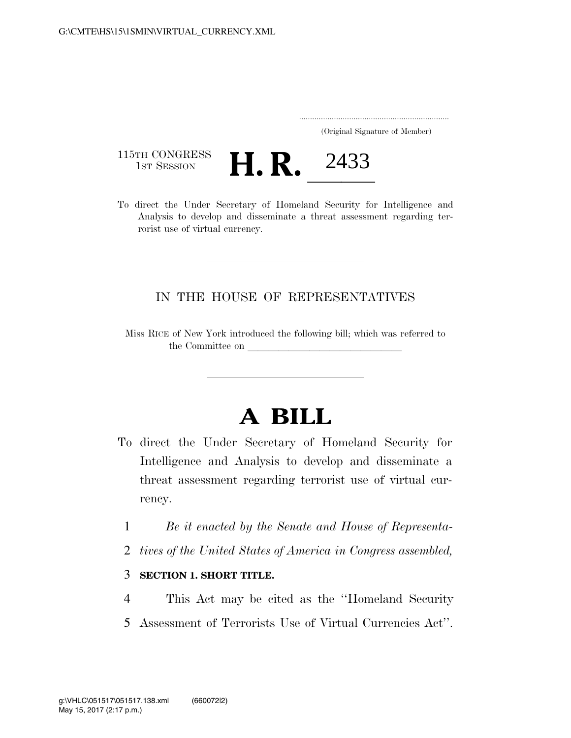G:\CMTE\HS\15\1SMIN\VIRTUAL_CURRENCY.XML

.....................................................................
(Original Signature of Member)

115TH CONGRESS
1ST SESSION

# H. R. 2433

To direct the Under Secretary of Homeland Security for Intelligence and Analysis to develop and disseminate a threat assessment regarding terrorist use of virtual currency.

---

IN THE HOUSE OF REPRESENTATIVES

Miss RICE of New York introduced the following bill; which was referred to the Committee on \_\_\_\_\_\_\_\_\_\_\_\_\_\_\_\_\_\_\_\_\_\_\_\_\_\_\_\_\_\_

---

# A BILL

To direct the Under Secretary of Homeland Security for Intelligence and Analysis to develop and disseminate a threat assessment regarding terrorist use of virtual currency.

1 *Be it enacted by the Senate and House of Representa-*
2 *tives of the United States of America in Congress assembled,*

3 **SECTION 1. SHORT TITLE.**

4 This Act may be cited as the ''Homeland Security
5 Assessment of Terrorists Use of Virtual Currencies Act''.

g:\VHLC\051517\051517.138.xml (660072|2)
May 15, 2017 (2:17 p.m.)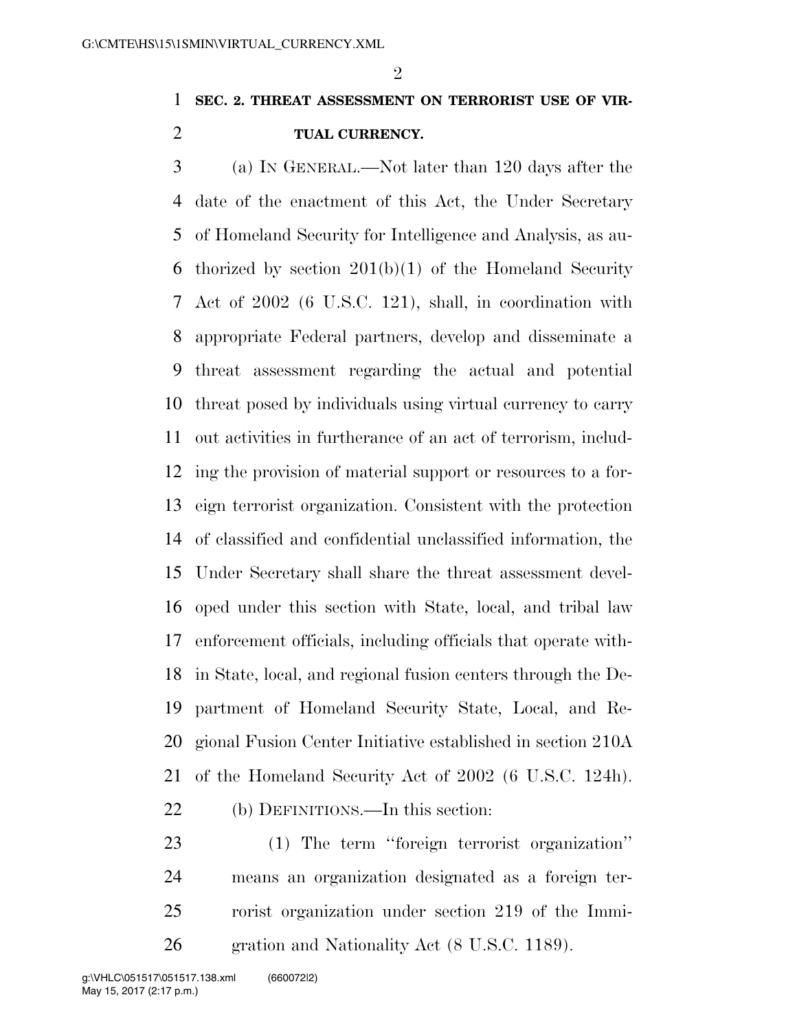**SEC. 2. THREAT ASSESSMENT ON TERRORIST USE OF VIRTUAL CURRENCY.**

(a) IN GENERAL.—Not later than 120 days after the date of the enactment of this Act, the Under Secretary of Homeland Security for Intelligence and Analysis, as authorized by section 201(b)(1) of the Homeland Security Act of 2002 (6 U.S.C. 121), shall, in coordination with appropriate Federal partners, develop and disseminate a threat assessment regarding the actual and potential threat posed by individuals using virtual currency to carry out activities in furtherance of an act of terrorism, including the provision of material support or resources to a foreign terrorist organization. Consistent with the protection of classified and confidential unclassified information, the Under Secretary shall share the threat assessment developed under this section with State, local, and tribal law enforcement officials, including officials that operate within State, local, and regional fusion centers through the Department of Homeland Security State, Local, and Regional Fusion Center Initiative established in section 210A of the Homeland Security Act of 2002 (6 U.S.C. 124h).

(b) DEFINITIONS.—In this section:

(1) The term "foreign terrorist organization" means an organization designated as a foreign terrorist organization under section 219 of the Immigration and Nationality Act (8 U.S.C. 1189).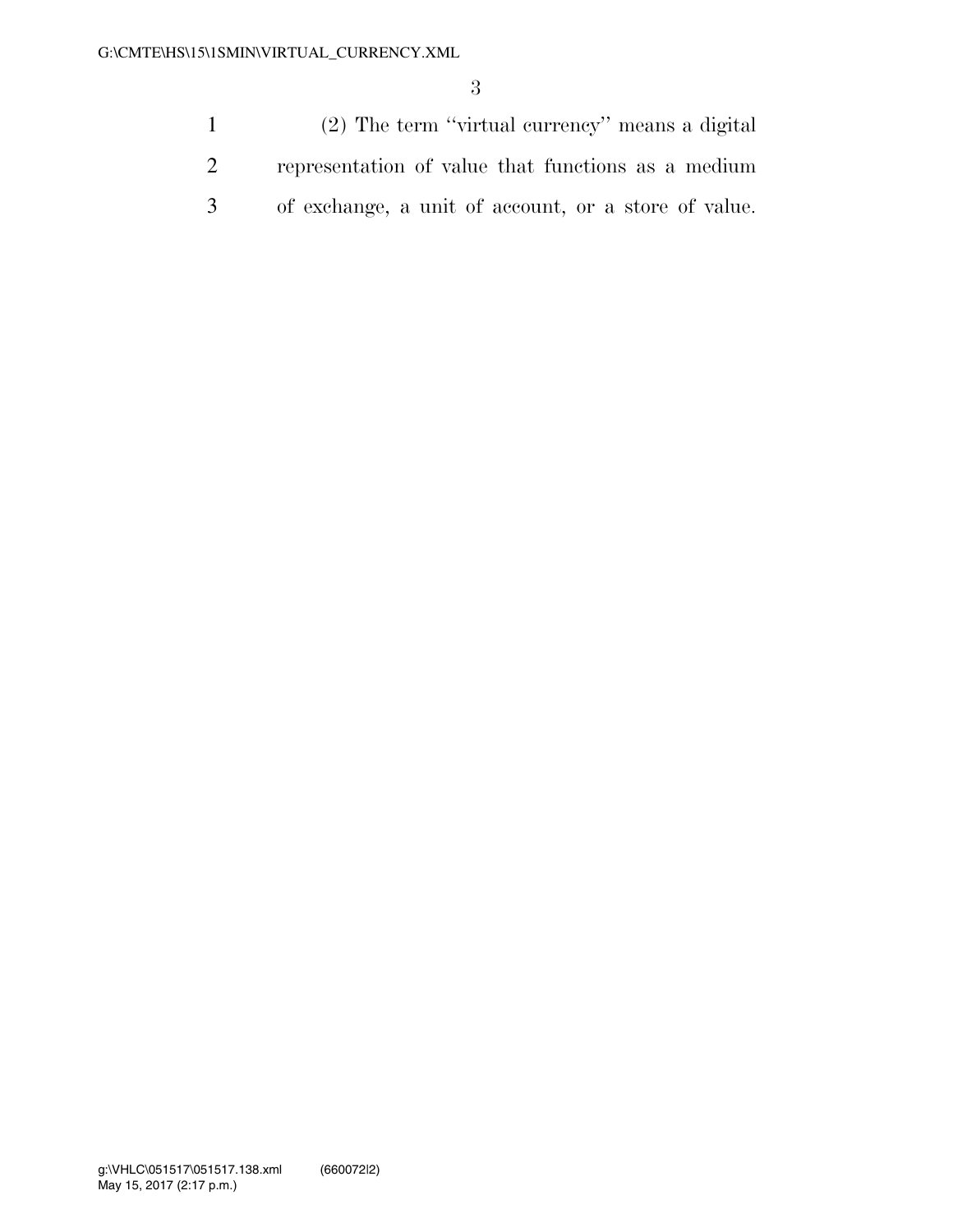(2) The term "virtual currency" means a digital representation of value that functions as a medium of exchange, a unit of account, or a store of value.